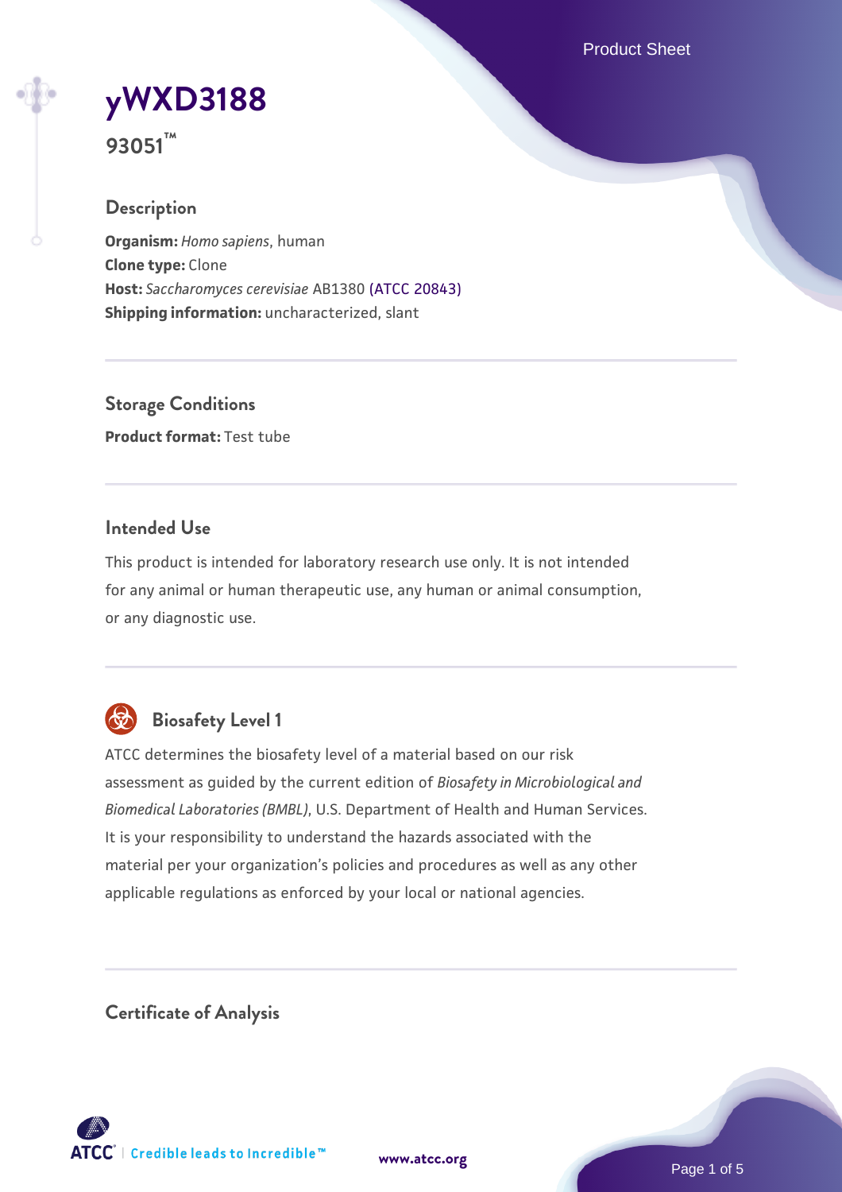# yWXD3188

**93051™**

## Description

**Organism:** *Homo sapiens*, human
**Clone type:** Clone
**Host:** *Saccharomyces cerevisiae* AB1380 (ATCC 20843)
**Shipping information:** uncharacterized, slant

## Storage Conditions

**Product format:** Test tube

## Intended Use

This product is intended for laboratory research use only. It is not intended for any animal or human therapeutic use, any human or animal consumption, or any diagnostic use.

## Biosafety Level 1

ATCC determines the biosafety level of a material based on our risk assessment as guided by the current edition of *Biosafety in Microbiological and Biomedical Laboratories (BMBL)*, U.S. Department of Health and Human Services. It is your responsibility to understand the hazards associated with the material per your organization's policies and procedures as well as any other applicable regulations as enforced by your local or national agencies.

## Certificate of Analysis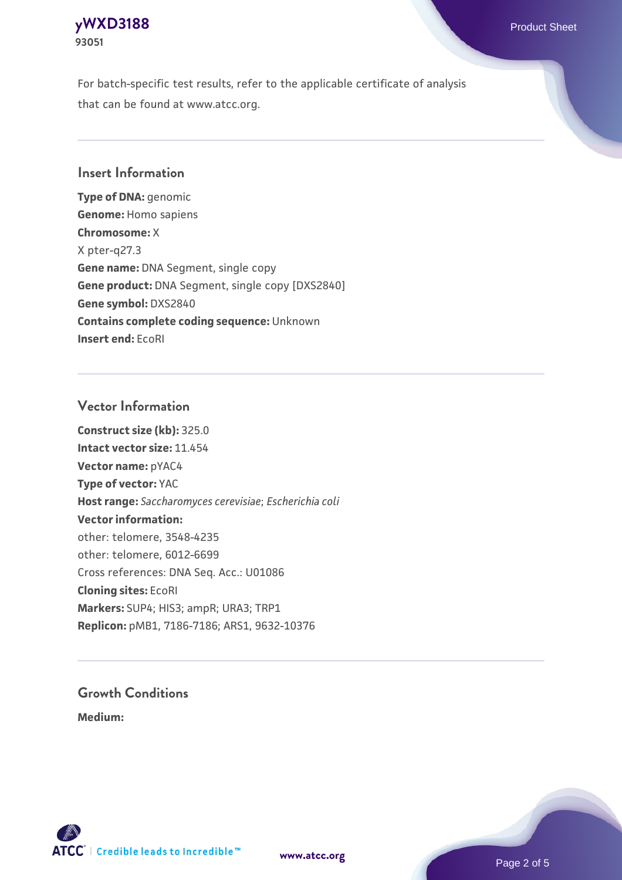For batch-specific test results, refer to the applicable certificate of analysis that can be found at www.atcc.org.

## Insert Information

**Type of DNA:** genomic
**Genome:** Homo sapiens
**Chromosome:** X
X pter-q27.3
**Gene name:** DNA Segment, single copy
**Gene product:** DNA Segment, single copy [DXS2840]
**Gene symbol:** DXS2840
**Contains complete coding sequence:** Unknown
**Insert end:** EcoRI

## Vector Information

**Construct size (kb):** 325.0
**Intact vector size:** 11.454
**Vector name:** pYAC4
**Type of vector:** YAC
**Host range:** *Saccharomyces cerevisiae*; *Escherichia coli*
**Vector information:**
other: telomere, 3548-4235
other: telomere, 6012-6699
Cross references: DNA Seq. Acc.: U01086
**Cloning sites:** EcoRI
**Markers:** SUP4; HIS3; ampR; URA3; TRP1
**Replicon:** pMB1, 7186-7186; ARS1, 9632-10376

## Growth Conditions

**Medium:**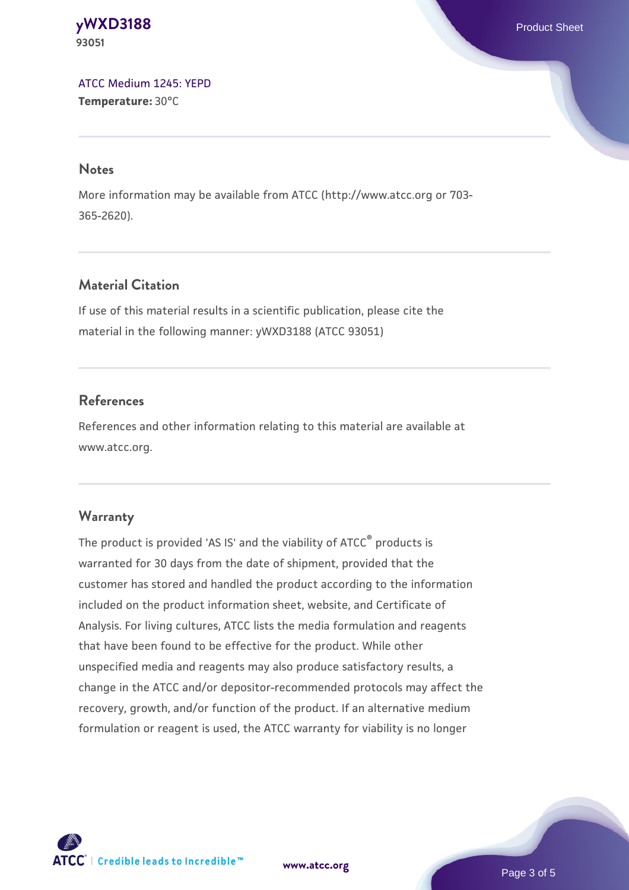ATCC Medium 1245: YEPD
**Temperature:** 30°C

## Notes

More information may be available from ATCC (http://www.atcc.org or 703-365-2620).

## Material Citation

If use of this material results in a scientific publication, please cite the material in the following manner: yWXD3188 (ATCC 93051)

## References

References and other information relating to this material are available at www.atcc.org.

## Warranty

The product is provided 'AS IS' and the viability of ATCC® products is warranted for 30 days from the date of shipment, provided that the customer has stored and handled the product according to the information included on the product information sheet, website, and Certificate of Analysis. For living cultures, ATCC lists the media formulation and reagents that have been found to be effective for the product. While other unspecified media and reagents may also produce satisfactory results, a change in the ATCC and/or depositor-recommended protocols may affect the recovery, growth, and/or function of the product. If an alternative medium formulation or reagent is used, the ATCC warranty for viability is no longer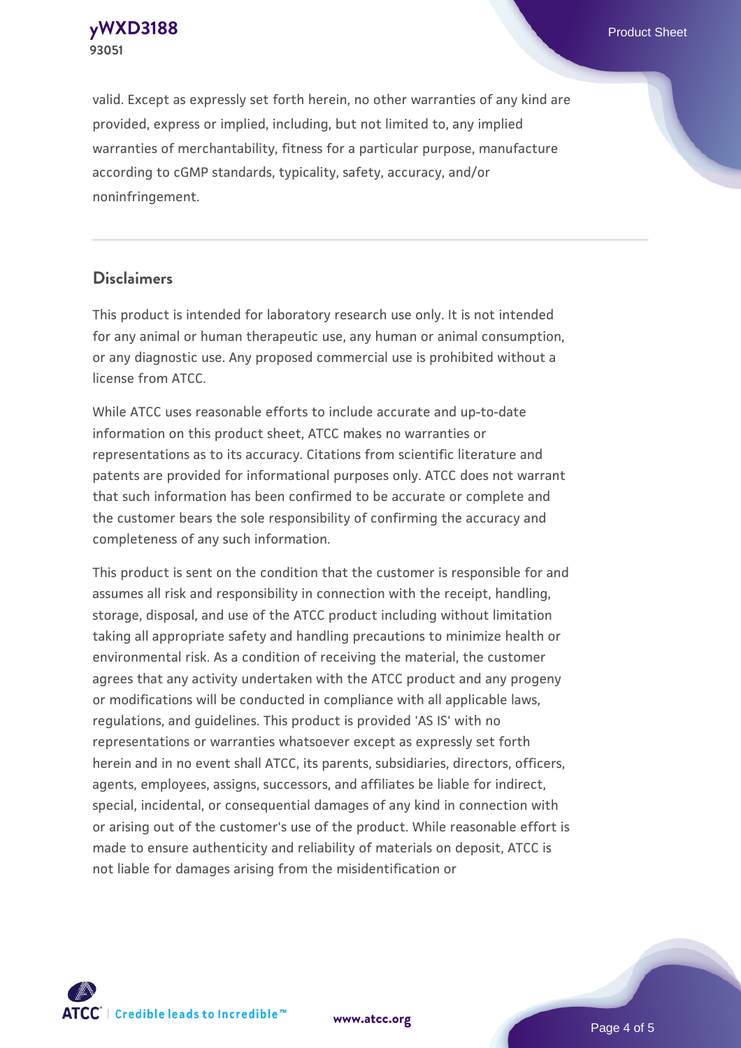valid. Except as expressly set forth herein, no other warranties of any kind are provided, express or implied, including, but not limited to, any implied warranties of merchantability, fitness for a particular purpose, manufacture according to cGMP standards, typicality, safety, accuracy, and/or noninfringement.

## Disclaimers

This product is intended for laboratory research use only. It is not intended for any animal or human therapeutic use, any human or animal consumption, or any diagnostic use. Any proposed commercial use is prohibited without a license from ATCC.

While ATCC uses reasonable efforts to include accurate and up-to-date information on this product sheet, ATCC makes no warranties or representations as to its accuracy. Citations from scientific literature and patents are provided for informational purposes only. ATCC does not warrant that such information has been confirmed to be accurate or complete and the customer bears the sole responsibility of confirming the accuracy and completeness of any such information.

This product is sent on the condition that the customer is responsible for and assumes all risk and responsibility in connection with the receipt, handling, storage, disposal, and use of the ATCC product including without limitation taking all appropriate safety and handling precautions to minimize health or environmental risk. As a condition of receiving the material, the customer agrees that any activity undertaken with the ATCC product and any progeny or modifications will be conducted in compliance with all applicable laws, regulations, and guidelines. This product is provided 'AS IS' with no representations or warranties whatsoever except as expressly set forth herein and in no event shall ATCC, its parents, subsidiaries, directors, officers, agents, employees, assigns, successors, and affiliates be liable for indirect, special, incidental, or consequential damages of any kind in connection with or arising out of the customer's use of the product. While reasonable effort is made to ensure authenticity and reliability of materials on deposit, ATCC is not liable for damages arising from the misidentification or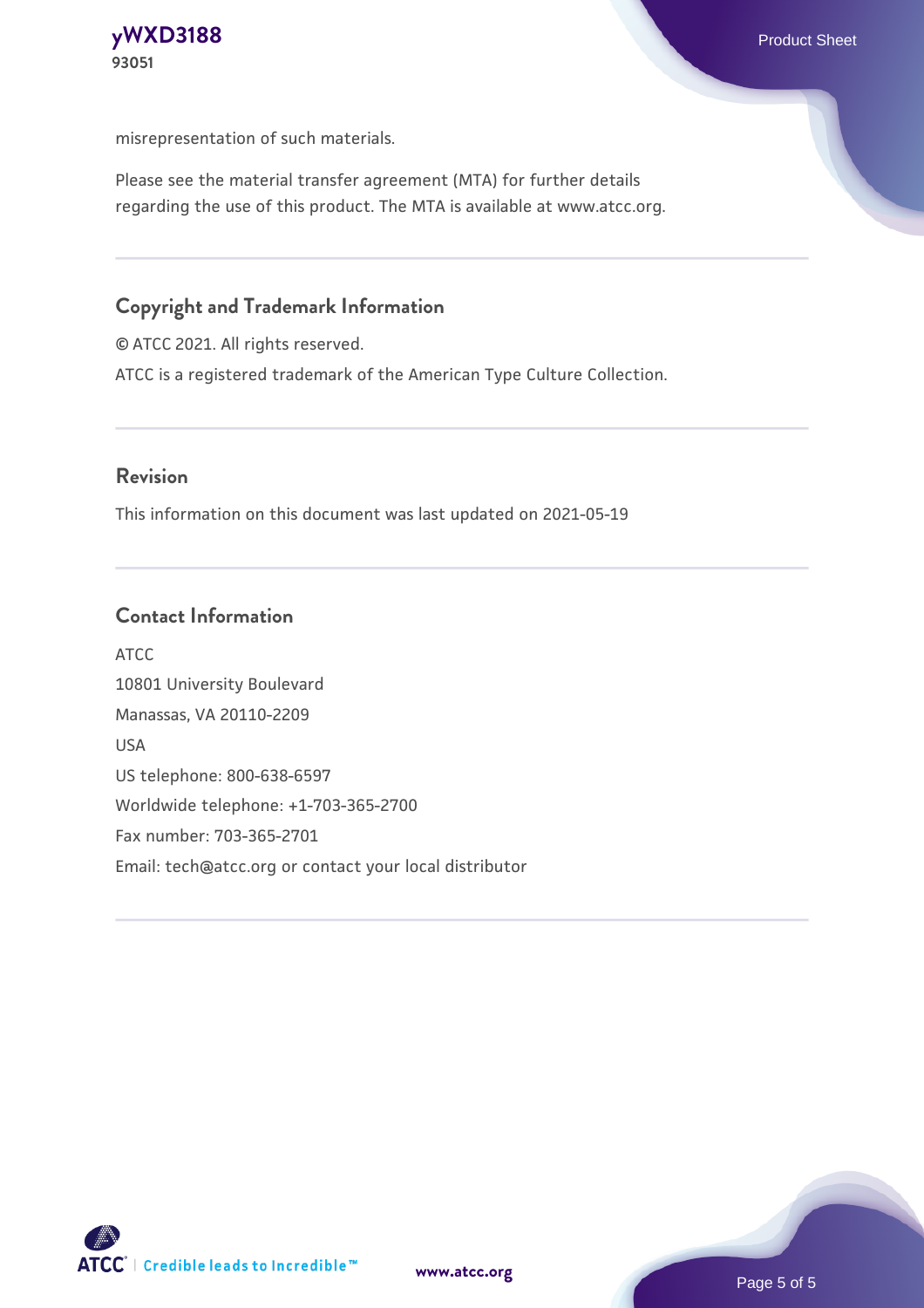misrepresentation of such materials.

Please see the material transfer agreement (MTA) for further details regarding the use of this product. The MTA is available at www.atcc.org.

## Copyright and Trademark Information

© ATCC 2021. All rights reserved.

ATCC is a registered trademark of the American Type Culture Collection.

## Revision

This information on this document was last updated on 2021-05-19

## Contact Information

ATCC
10801 University Boulevard
Manassas, VA 20110-2209
USA
US telephone: 800-638-6597
Worldwide telephone: +1-703-365-2700
Fax number: 703-365-2701
Email: tech@atcc.org or contact your local distributor